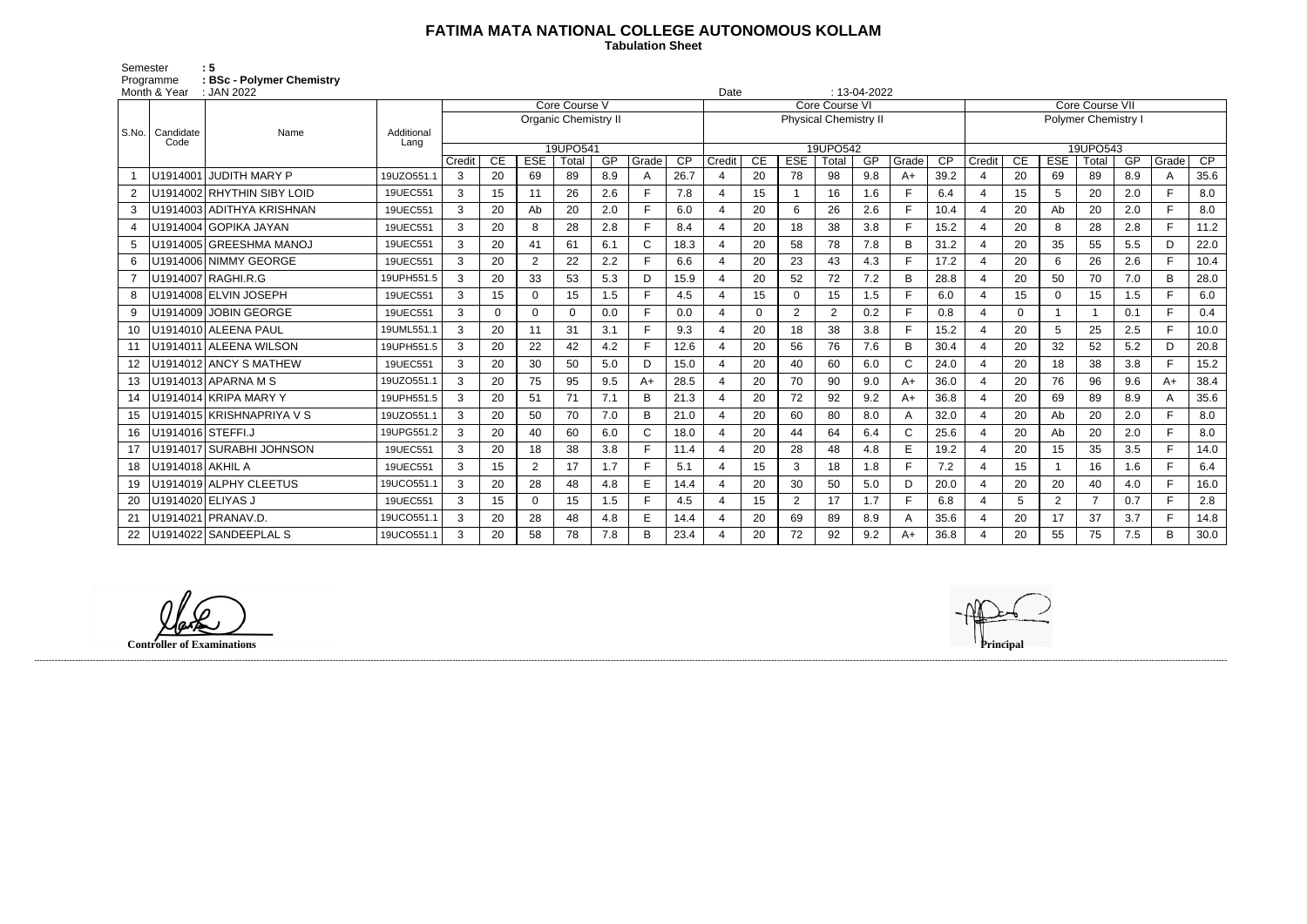# FATIMA MATA NATIONAL COLLEGE AUTONOMOUS KOLLAM

**Tabulation Sheet**

Semester : 5
Programme : BSc - Polymer Chemistry
Month & Year : JAN 2022
Date : 13-04-2022

| S.No. | Candidate Code | Name | Additional Lang | Core Course V | | | | | | | Core Course VI | | | | | | | Core Course VII | | | | | | |
|---|---|---|---|---|---|---|---|---|---|---|---|---|---|---|---|---|---|---|---|---|---|---|---|---|
| | | | | Organic Chemistry II | | | | | | | Physical Chemistry II | | | | | | | Polymer Chemistry I | | | | | | |
| | | | | 19UPO541 | | | | | | | 19UPO542 | | | | | | | 19UPO543 | | | | | | |
| | | | | Credit | CE | ESE | Total | GP | Grade | CP | Credit | CE | ESE | Total | GP | Grade | CP | Credit | CE | ESE | Total | GP | Grade | CP |
| 1 | U1914001 | JUDITH MARY P | 19UZO551.1 | 3 | 20 | 69 | 89 | 8.9 | A | 26.7 | 4 | 20 | 78 | 98 | 9.8 | A+ | 39.2 | 4 | 20 | 69 | 89 | 8.9 | A | 35.6 |
| 2 | U1914002 | RHYTHIN SIBY LOID | 19UEC551 | 3 | 15 | 11 | 26 | 2.6 | F | 7.8 | 4 | 15 | 1 | 16 | 1.6 | F | 6.4 | 4 | 15 | 5 | 20 | 2.0 | F | 8.0 |
| 3 | U1914003 | ADITHYA KRISHNAN | 19UEC551 | 3 | 20 | Ab | 20 | 2.0 | F | 6.0 | 4 | 20 | 6 | 26 | 2.6 | F | 10.4 | 4 | 20 | Ab | 20 | 2.0 | F | 8.0 |
| 4 | U1914004 | GOPIKA JAYAN | 19UEC551 | 3 | 20 | 8 | 28 | 2.8 | F | 8.4 | 4 | 20 | 18 | 38 | 3.8 | F | 15.2 | 4 | 20 | 8 | 28 | 2.8 | F | 11.2 |
| 5 | U1914005 | GREESHMA MANOJ | 19UEC551 | 3 | 20 | 41 | 61 | 6.1 | C | 18.3 | 4 | 20 | 58 | 78 | 7.8 | B | 31.2 | 4 | 20 | 35 | 55 | 5.5 | D | 22.0 |
| 6 | U1914006 | NIMMY GEORGE | 19UEC551 | 3 | 20 | 2 | 22 | 2.2 | F | 6.6 | 4 | 20 | 23 | 43 | 4.3 | F | 17.2 | 4 | 20 | 6 | 26 | 2.6 | F | 10.4 |
| 7 | U1914007 | RAGHI.R.G | 19UPH551.5 | 3 | 20 | 33 | 53 | 5.3 | D | 15.9 | 4 | 20 | 52 | 72 | 7.2 | B | 28.8 | 4 | 20 | 50 | 70 | 7.0 | B | 28.0 |
| 8 | U1914008 | ELVIN JOSEPH | 19UEC551 | 3 | 15 | 0 | 15 | 1.5 | F | 4.5 | 4 | 15 | 0 | 15 | 1.5 | F | 6.0 | 4 | 15 | 0 | 15 | 1.5 | F | 6.0 |
| 9 | U1914009 | JOBIN GEORGE | 19UEC551 | 3 | 0 | 0 | 0 | 0.0 | F | 0.0 | 4 | 0 | 2 | 2 | 0.2 | F | 0.8 | 4 | 0 | 1 | 1 | 0.1 | F | 0.4 |
| 10 | U1914010 | ALEENA PAUL | 19UML551.1 | 3 | 20 | 11 | 31 | 3.1 | F | 9.3 | 4 | 20 | 18 | 38 | 3.8 | F | 15.2 | 4 | 20 | 5 | 25 | 2.5 | F | 10.0 |
| 11 | U1914011 | ALEENA WILSON | 19UPH551.5 | 3 | 20 | 22 | 42 | 4.2 | F | 12.6 | 4 | 20 | 56 | 76 | 7.6 | B | 30.4 | 4 | 20 | 32 | 52 | 5.2 | D | 20.8 |
| 12 | U1914012 | ANCY S MATHEW | 19UEC551 | 3 | 20 | 30 | 50 | 5.0 | D | 15.0 | 4 | 20 | 40 | 60 | 6.0 | C | 24.0 | 4 | 20 | 18 | 38 | 3.8 | F | 15.2 |
| 13 | U1914013 | APARNA M S | 19UZO551.1 | 3 | 20 | 75 | 95 | 9.5 | A+ | 28.5 | 4 | 20 | 70 | 90 | 9.0 | A+ | 36.0 | 4 | 20 | 76 | 96 | 9.6 | A+ | 38.4 |
| 14 | U1914014 | KRIPA MARY Y | 19UPH551.5 | 3 | 20 | 51 | 71 | 7.1 | B | 21.3 | 4 | 20 | 72 | 92 | 9.2 | A+ | 36.8 | 4 | 20 | 69 | 89 | 8.9 | A | 35.6 |
| 15 | U1914015 | KRISHNAPRIYA V S | 19UZO551.1 | 3 | 20 | 50 | 70 | 7.0 | B | 21.0 | 4 | 20 | 60 | 80 | 8.0 | A | 32.0 | 4 | 20 | Ab | 20 | 2.0 | F | 8.0 |
| 16 | U1914016 | STEFFI.J | 19UPG551.2 | 3 | 20 | 40 | 60 | 6.0 | C | 18.0 | 4 | 20 | 44 | 64 | 6.4 | C | 25.6 | 4 | 20 | Ab | 20 | 2.0 | F | 8.0 |
| 17 | U1914017 | SURABHI JOHNSON | 19UEC551 | 3 | 20 | 18 | 38 | 3.8 | F | 11.4 | 4 | 20 | 28 | 48 | 4.8 | E | 19.2 | 4 | 20 | 15 | 35 | 3.5 | F | 14.0 |
| 18 | U1914018 | AKHIL A | 19UEC551 | 3 | 15 | 2 | 17 | 1.7 | F | 5.1 | 4 | 15 | 3 | 18 | 1.8 | F | 7.2 | 4 | 15 | 1 | 16 | 1.6 | F | 6.4 |
| 19 | U1914019 | ALPHY CLEETUS | 19UCO551.1 | 3 | 20 | 28 | 48 | 4.8 | E | 14.4 | 4 | 20 | 30 | 50 | 5.0 | D | 20.0 | 4 | 20 | 20 | 40 | 4.0 | F | 16.0 |
| 20 | U1914020 | ELIYAS J | 19UEC551 | 3 | 15 | 0 | 15 | 1.5 | F | 4.5 | 4 | 15 | 2 | 17 | 1.7 | F | 6.8 | 4 | 5 | 2 | 7 | 0.7 | F | 2.8 |
| 21 | U1914021 | PRANAV.D. | 19UCO551.1 | 3 | 20 | 28 | 48 | 4.8 | E | 14.4 | 4 | 20 | 69 | 89 | 8.9 | A | 35.6 | 4 | 20 | 17 | 37 | 3.7 | F | 14.8 |
| 22 | U1914022 | SANDEEPLAL S | 19UCO551.1 | 3 | 20 | 58 | 78 | 7.8 | B | 23.4 | 4 | 20 | 72 | 92 | 9.2 | A+ | 36.8 | 4 | 20 | 55 | 75 | 7.5 | B | 30.0 |

**Controller of Examinations**

**Principal**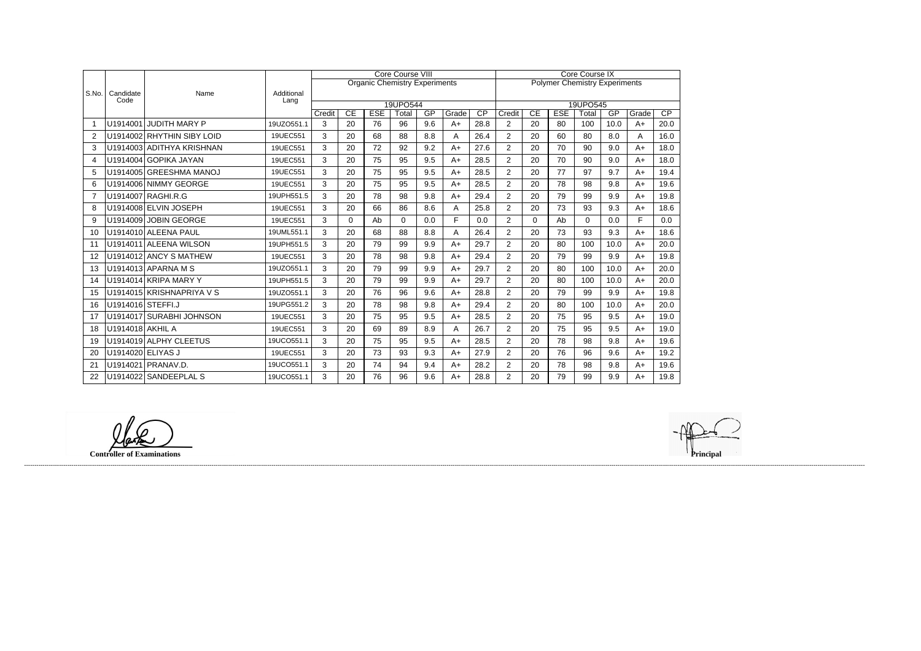| S.No. | Candidate Code | Name | Additional Lang | Core Course VIII | | | | | | | Core Course IX | | | | | | |
|---|---|---|---|---|---|---|---|---|---|---|---|---|---|---|---|---|---|
| | | | | Organic Chemistry Experiments | | | | | | | Polymer Chemistry Experiments | | | | | | |
| | | | | 19UPO544 | | | | | | | 19UPO545 | | | | | | |
| | | | | Credit | CE | ESE | Total | GP | Grade | CP | Credit | CE | ESE | Total | GP | Grade | CP |
| 1 | U1914001 | JUDITH MARY P | 19UZO551.1 | 3 | 20 | 76 | 96 | 9.6 | A+ | 28.8 | 2 | 20 | 80 | 100 | 10.0 | A+ | 20.0 |
| 2 | U1914002 | RHYTHIN SIBY LOID | 19UEC551 | 3 | 20 | 68 | 88 | 8.8 | A | 26.4 | 2 | 20 | 60 | 80 | 8.0 | A | 16.0 |
| 3 | U1914003 | ADITHYA KRISHNAN | 19UEC551 | 3 | 20 | 72 | 92 | 9.2 | A+ | 27.6 | 2 | 20 | 70 | 90 | 9.0 | A+ | 18.0 |
| 4 | U1914004 | GOPIKA JAYAN | 19UEC551 | 3 | 20 | 75 | 95 | 9.5 | A+ | 28.5 | 2 | 20 | 70 | 90 | 9.0 | A+ | 18.0 |
| 5 | U1914005 | GREESHMA MANOJ | 19UEC551 | 3 | 20 | 75 | 95 | 9.5 | A+ | 28.5 | 2 | 20 | 77 | 97 | 9.7 | A+ | 19.4 |
| 6 | U1914006 | NIMMY GEORGE | 19UEC551 | 3 | 20 | 75 | 95 | 9.5 | A+ | 28.5 | 2 | 20 | 78 | 98 | 9.8 | A+ | 19.6 |
| 7 | U1914007 | RAGHI.R.G | 19UPH551.5 | 3 | 20 | 78 | 98 | 9.8 | A+ | 29.4 | 2 | 20 | 79 | 99 | 9.9 | A+ | 19.8 |
| 8 | U1914008 | ELVIN JOSEPH | 19UEC551 | 3 | 20 | 66 | 86 | 8.6 | A | 25.8 | 2 | 20 | 73 | 93 | 9.3 | A+ | 18.6 |
| 9 | U1914009 | JOBIN GEORGE | 19UEC551 | 3 | 0 | Ab | 0 | 0.0 | F | 0.0 | 2 | 0 | Ab | 0 | 0.0 | F | 0.0 |
| 10 | U1914010 | ALEENA PAUL | 19UML551.1 | 3 | 20 | 68 | 88 | 8.8 | A | 26.4 | 2 | 20 | 73 | 93 | 9.3 | A+ | 18.6 |
| 11 | U1914011 | ALEENA WILSON | 19UPH551.5 | 3 | 20 | 79 | 99 | 9.9 | A+ | 29.7 | 2 | 20 | 80 | 100 | 10.0 | A+ | 20.0 |
| 12 | U1914012 | ANCY S MATHEW | 19UEC551 | 3 | 20 | 78 | 98 | 9.8 | A+ | 29.4 | 2 | 20 | 79 | 99 | 9.9 | A+ | 19.8 |
| 13 | U1914013 | APARNA M S | 19UZO551.1 | 3 | 20 | 79 | 99 | 9.9 | A+ | 29.7 | 2 | 20 | 80 | 100 | 10.0 | A+ | 20.0 |
| 14 | U1914014 | KRIPA MARY Y | 19UPH551.5 | 3 | 20 | 79 | 99 | 9.9 | A+ | 29.7 | 2 | 20 | 80 | 100 | 10.0 | A+ | 20.0 |
| 15 | U1914015 | KRISHNAPRIYA V S | 19UZO551.1 | 3 | 20 | 76 | 96 | 9.6 | A+ | 28.8 | 2 | 20 | 79 | 99 | 9.9 | A+ | 19.8 |
| 16 | U1914016 | STEFFI.J | 19UPG551.2 | 3 | 20 | 78 | 98 | 9.8 | A+ | 29.4 | 2 | 20 | 80 | 100 | 10.0 | A+ | 20.0 |
| 17 | U1914017 | SURABHI JOHNSON | 19UEC551 | 3 | 20 | 75 | 95 | 9.5 | A+ | 28.5 | 2 | 20 | 75 | 95 | 9.5 | A+ | 19.0 |
| 18 | U1914018 | AKHIL A | 19UEC551 | 3 | 20 | 69 | 89 | 8.9 | A | 26.7 | 2 | 20 | 75 | 95 | 9.5 | A+ | 19.0 |
| 19 | U1914019 | ALPHY CLEETUS | 19UCO551.1 | 3 | 20 | 75 | 95 | 9.5 | A+ | 28.5 | 2 | 20 | 78 | 98 | 9.8 | A+ | 19.6 |
| 20 | U1914020 | ELIYAS J | 19UEC551 | 3 | 20 | 73 | 93 | 9.3 | A+ | 27.9 | 2 | 20 | 76 | 96 | 9.6 | A+ | 19.2 |
| 21 | U1914021 | PRANAV.D. | 19UCO551.1 | 3 | 20 | 74 | 94 | 9.4 | A+ | 28.2 | 2 | 20 | 78 | 98 | 9.8 | A+ | 19.6 |
| 22 | U1914022 | SANDEEPLAL S | 19UCO551.1 | 3 | 20 | 76 | 96 | 9.6 | A+ | 28.8 | 2 | 20 | 79 | 99 | 9.9 | A+ | 19.8 |

**Controller of Examinations**

**Principal**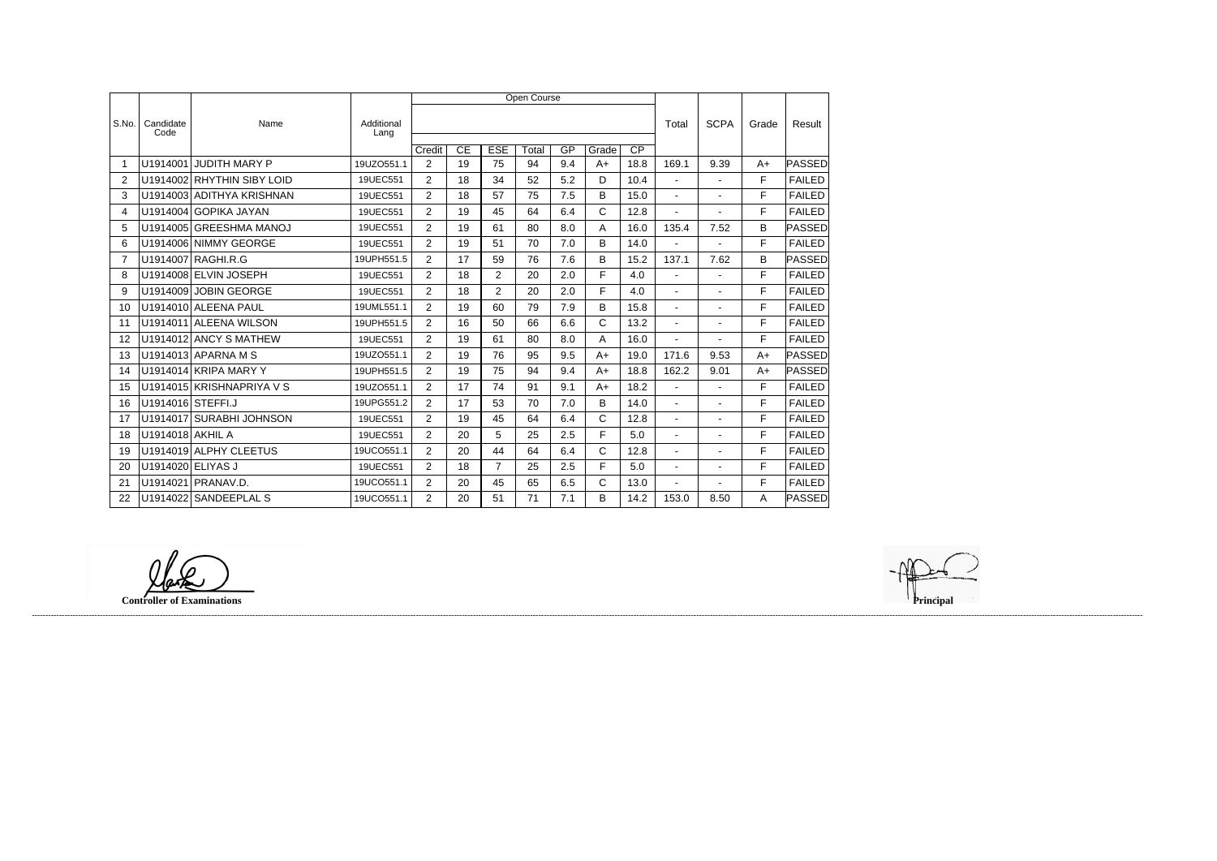| S.No. | Candidate Code | Name | Additional Lang | Open Course | | | | | | | Total | SCPA | Grade | Result |
|---|---|---|---|---|---|---|---|---|---|---|---|---|---|---|
| | | | | Credit | CE | ESE | Total | GP | Grade | CP | | | | |
| 1 | U1914001 | JUDITH MARY P | 19UZO551.1 | 2 | 19 | 75 | 94 | 9.4 | A+ | 18.8 | 169.1 | 9.39 | A+ | PASSED |
| 2 | U1914002 | RHYTHIN SIBY LOID | 19UEC551 | 2 | 18 | 34 | 52 | 5.2 | D | 10.4 | - | - | F | FAILED |
| 3 | U1914003 | ADITHYA KRISHNAN | 19UEC551 | 2 | 18 | 57 | 75 | 7.5 | B | 15.0 | - | - | F | FAILED |
| 4 | U1914004 | GOPIKA JAYAN | 19UEC551 | 2 | 19 | 45 | 64 | 6.4 | C | 12.8 | - | - | F | FAILED |
| 5 | U1914005 | GREESHMA MANOJ | 19UEC551 | 2 | 19 | 61 | 80 | 8.0 | A | 16.0 | 135.4 | 7.52 | B | PASSED |
| 6 | U1914006 | NIMMY GEORGE | 19UEC551 | 2 | 19 | 51 | 70 | 7.0 | B | 14.0 | - | - | F | FAILED |
| 7 | U1914007 | RAGHI.R.G | 19UPH551.5 | 2 | 17 | 59 | 76 | 7.6 | B | 15.2 | 137.1 | 7.62 | B | PASSED |
| 8 | U1914008 | ELVIN JOSEPH | 19UEC551 | 2 | 18 | 2 | 20 | 2.0 | F | 4.0 | - | - | F | FAILED |
| 9 | U1914009 | JOBIN GEORGE | 19UEC551 | 2 | 18 | 2 | 20 | 2.0 | F | 4.0 | - | - | F | FAILED |
| 10 | U1914010 | ALEENA PAUL | 19UML551.1 | 2 | 19 | 60 | 79 | 7.9 | B | 15.8 | - | - | F | FAILED |
| 11 | U1914011 | ALEENA WILSON | 19UPH551.5 | 2 | 16 | 50 | 66 | 6.6 | C | 13.2 | - | - | F | FAILED |
| 12 | U1914012 | ANCY S MATHEW | 19UEC551 | 2 | 19 | 61 | 80 | 8.0 | A | 16.0 | - | - | F | FAILED |
| 13 | U1914013 | APARNA M S | 19UZO551.1 | 2 | 19 | 76 | 95 | 9.5 | A+ | 19.0 | 171.6 | 9.53 | A+ | PASSED |
| 14 | U1914014 | KRIPA MARY Y | 19UPH551.5 | 2 | 19 | 75 | 94 | 9.4 | A+ | 18.8 | 162.2 | 9.01 | A+ | PASSED |
| 15 | U1914015 | KRISHNAPRIYA V S | 19UZO551.1 | 2 | 17 | 74 | 91 | 9.1 | A+ | 18.2 | - | - | F | FAILED |
| 16 | U1914016 | STEFFI.J | 19UPG551.2 | 2 | 17 | 53 | 70 | 7.0 | B | 14.0 | - | - | F | FAILED |
| 17 | U1914017 | SURABHI JOHNSON | 19UEC551 | 2 | 19 | 45 | 64 | 6.4 | C | 12.8 | - | - | F | FAILED |
| 18 | U1914018 | AKHIL A | 19UEC551 | 2 | 20 | 5 | 25 | 2.5 | F | 5.0 | - | - | F | FAILED |
| 19 | U1914019 | ALPHY CLEETUS | 19UCO551.1 | 2 | 20 | 44 | 64 | 6.4 | C | 12.8 | - | - | F | FAILED |
| 20 | U1914020 | ELIYAS J | 19UEC551 | 2 | 18 | 7 | 25 | 2.5 | F | 5.0 | - | - | F | FAILED |
| 21 | U1914021 | PRANAV.D. | 19UCO551.1 | 2 | 20 | 45 | 65 | 6.5 | C | 13.0 | - | - | F | FAILED |
| 22 | U1914022 | SANDEEPLAL S | 19UCO551.1 | 2 | 20 | 51 | 71 | 7.1 | B | 14.2 | 153.0 | 8.50 | A | PASSED |

**Controller of Examinations**

**Principal**